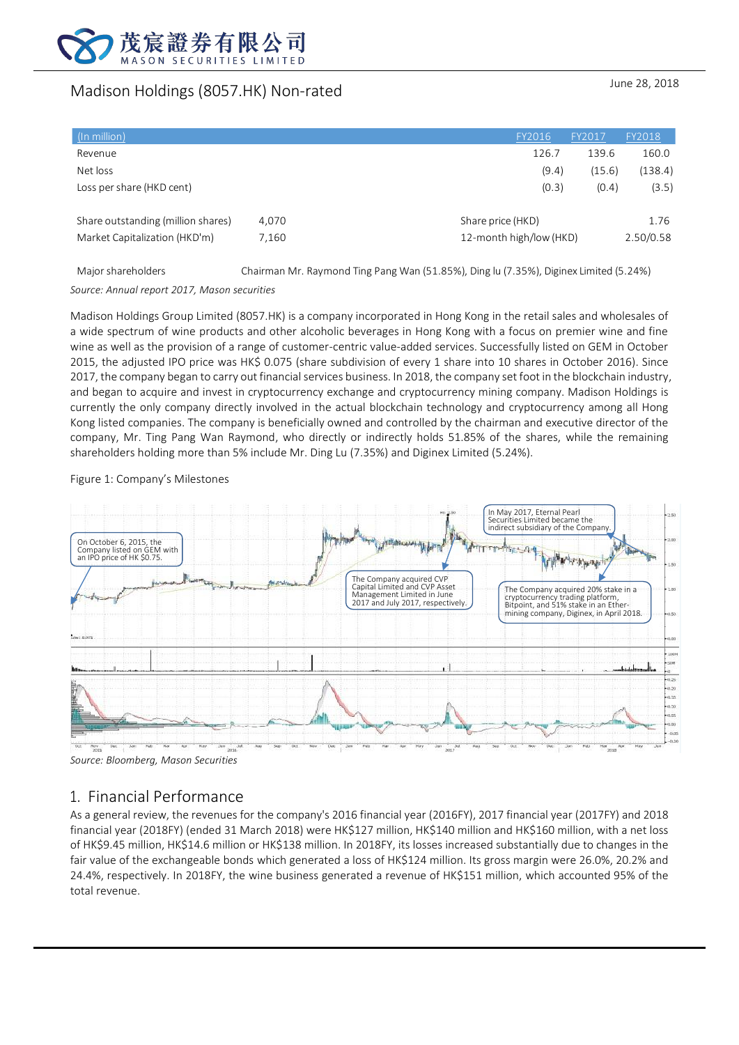# Madison Holdings (8057.HK) Non-rated

June 28, 2018

| (In million) | FY2016 | FY2017 | FY2018 |
|---|---|---|---|
| Revenue | 126.7 | 139.6 | 160.0 |
| Net loss | (9.4) | (15.6) | (138.4) |
| Loss per share (HKD cent) | (0.3) | (0.4) | (3.5) |

| | | | |
|---|---|---|---|
| Share outstanding (million shares) | 4,070 | Share price (HKD) | 1.76 |
| Market Capitalization (HKD'm) | 7,160 | 12-month high/low (HKD) | 2.50/0.58 |

Major shareholders: Chairman Mr. Raymond Ting Pang Wan (51.85%), Ding lu (7.35%), Diginex Limited (5.24%)

*Source: Annual report 2017, Mason securities*

Madison Holdings Group Limited (8057.HK) is a company incorporated in Hong Kong in the retail sales and wholesales of a wide spectrum of wine products and other alcoholic beverages in Hong Kong with a focus on premier wine and fine wine as well as the provision of a range of customer-centric value-added services. Successfully listed on GEM in October 2015, the adjusted IPO price was HK$ 0.075 (share subdivision of every 1 share into 10 shares in October 2016). Since 2017, the company began to carry out financial services business. In 2018, the company set foot in the blockchain industry, and began to acquire and invest in cryptocurrency exchange and cryptocurrency mining company. Madison Holdings is currently the only company directly involved in the actual blockchain technology and cryptocurrency among all Hong Kong listed companies. The company is beneficially owned and controlled by the chairman and executive director of the company, Mr. Ting Pang Wan Raymond, who directly or indirectly holds 51.85% of the shares, while the remaining shareholders holding more than 5% include Mr. Ding Lu (7.35%) and Diginex Limited (5.24%).

Figure 1: Company's Milestones

On October 6, 2015, the Company listed on GEM with an IPO price of HK $0.75.

The Company acquired CVP Capital Limited and CVP Asset Management Limited in June 2017 and July 2017, respectively.

In May 2017, Eternal Pearl Securities Limited became the indirect subsidiary of the Company.

The Company acquired 20% stake in a cryptocurrency trading platform, Bitpoint, and 51% stake in an Ether-mining company, Diginex, in April 2018.

*Source: Bloomberg, Mason Securities*

## 1. Financial Performance

As a general review, the revenues for the company's 2016 financial year (2016FY), 2017 financial year (2017FY) and 2018 financial year (2018FY) (ended 31 March 2018) were HK$127 million, HK$140 million and HK$160 million, with a net loss of HK$9.45 million, HK$14.6 million or HK$138 million. In 2018FY, its losses increased substantially due to changes in the fair value of the exchangeable bonds which generated a loss of HK$124 million. Its gross margin were 26.0%, 20.2% and 24.4%, respectively. In 2018FY, the wine business generated a revenue of HK$151 million, which accounted 95% of the total revenue.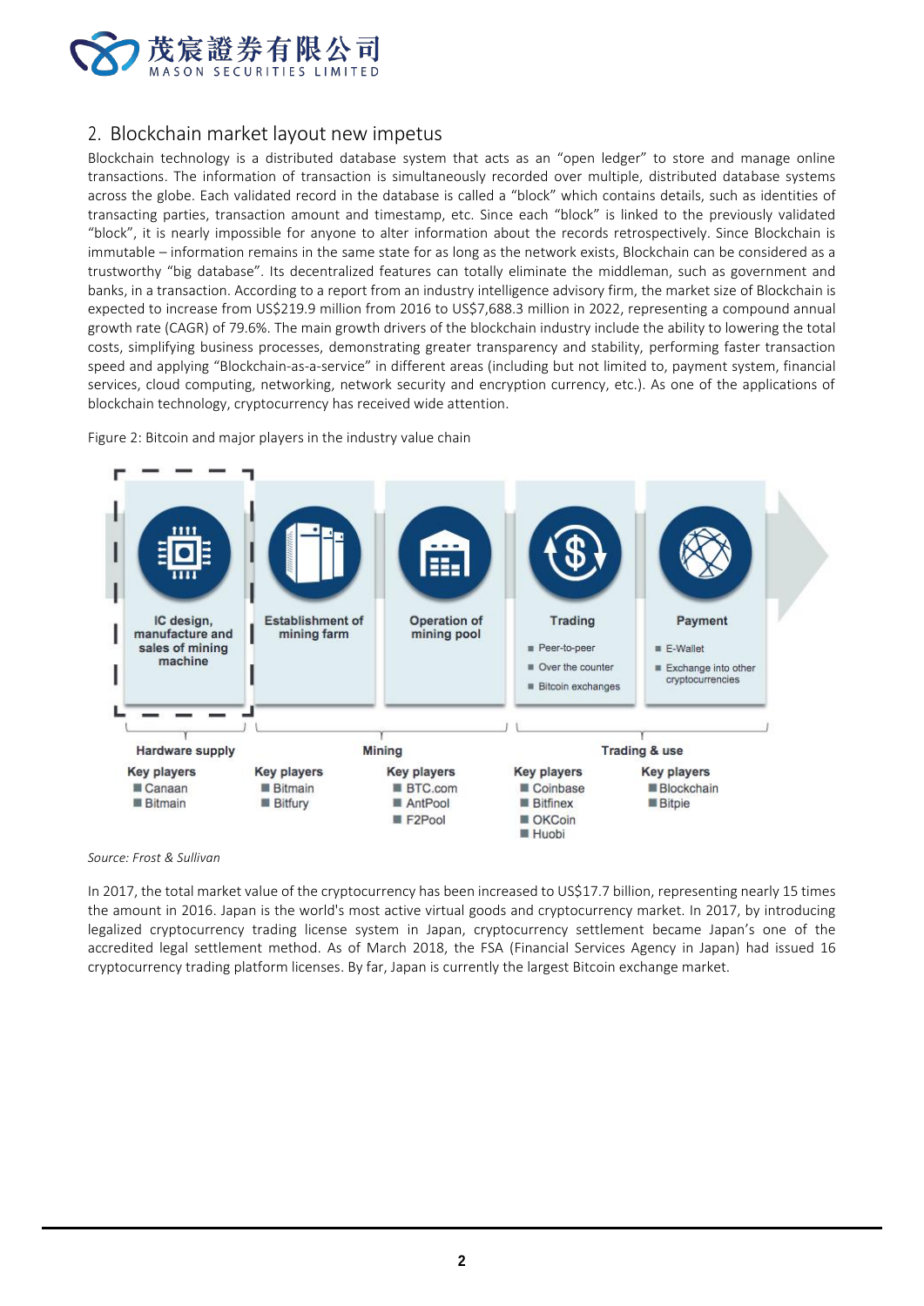## 2. Blockchain market layout new impetus

Blockchain technology is a distributed database system that acts as an "open ledger" to store and manage online transactions. The information of transaction is simultaneously recorded over multiple, distributed database systems across the globe. Each validated record in the database is called a "block" which contains details, such as identities of transacting parties, transaction amount and timestamp, etc. Since each "block" is linked to the previously validated "block", it is nearly impossible for anyone to alter information about the records retrospectively. Since Blockchain is immutable – information remains in the same state for as long as the network exists, Blockchain can be considered as a trustworthy "big database". Its decentralized features can totally eliminate the middleman, such as government and banks, in a transaction. According to a report from an industry intelligence advisory firm, the market size of Blockchain is expected to increase from US$219.9 million from 2016 to US$7,688.3 million in 2022, representing a compound annual growth rate (CAGR) of 79.6%. The main growth drivers of the blockchain industry include the ability to lowering the total costs, simplifying business processes, demonstrating greater transparency and stability, performing faster transaction speed and applying "Blockchain-as-a-service" in different areas (including but not limited to, payment system, financial services, cloud computing, networking, network security and encryption currency, etc.). As one of the applications of blockchain technology, cryptocurrency has received wide attention.

Figure 2: Bitcoin and major players in the industry value chain

| IC design, manufacture and sales of mining machine | Establishment of mining farm | Operation of mining pool | Trading | Payment |
|---|---|---|---|---|
| | | | ■ Peer-to-peer<br>■ Over the counter<br>■ Bitcoin exchanges | ■ E-Wallet<br>■ Exchange into other cryptocurrencies |
| **Hardware supply** | **Mining** | | **Trading & use** | |
| **Key players**<br>■ Canaan<br>■ Bitmain | **Key players**<br>■ Bitmain<br>■ Bitfury | **Key players**<br>■ BTC.com<br>■ AntPool<br>■ F2Pool | **Key players**<br>■ Coinbase<br>■ Bitfinex<br>■ OKCoin<br>■ Huobi | **Key players**<br>■ Blockchain<br>■ Bitpie |

*Source: Frost & Sullivan*

In 2017, the total market value of the cryptocurrency has been increased to US$17.7 billion, representing nearly 15 times the amount in 2016. Japan is the world's most active virtual goods and cryptocurrency market. In 2017, by introducing legalized cryptocurrency trading license system in Japan, cryptocurrency settlement became Japan's one of the accredited legal settlement method. As of March 2018, the FSA (Financial Services Agency in Japan) had issued 16 cryptocurrency trading platform licenses. By far, Japan is currently the largest Bitcoin exchange market.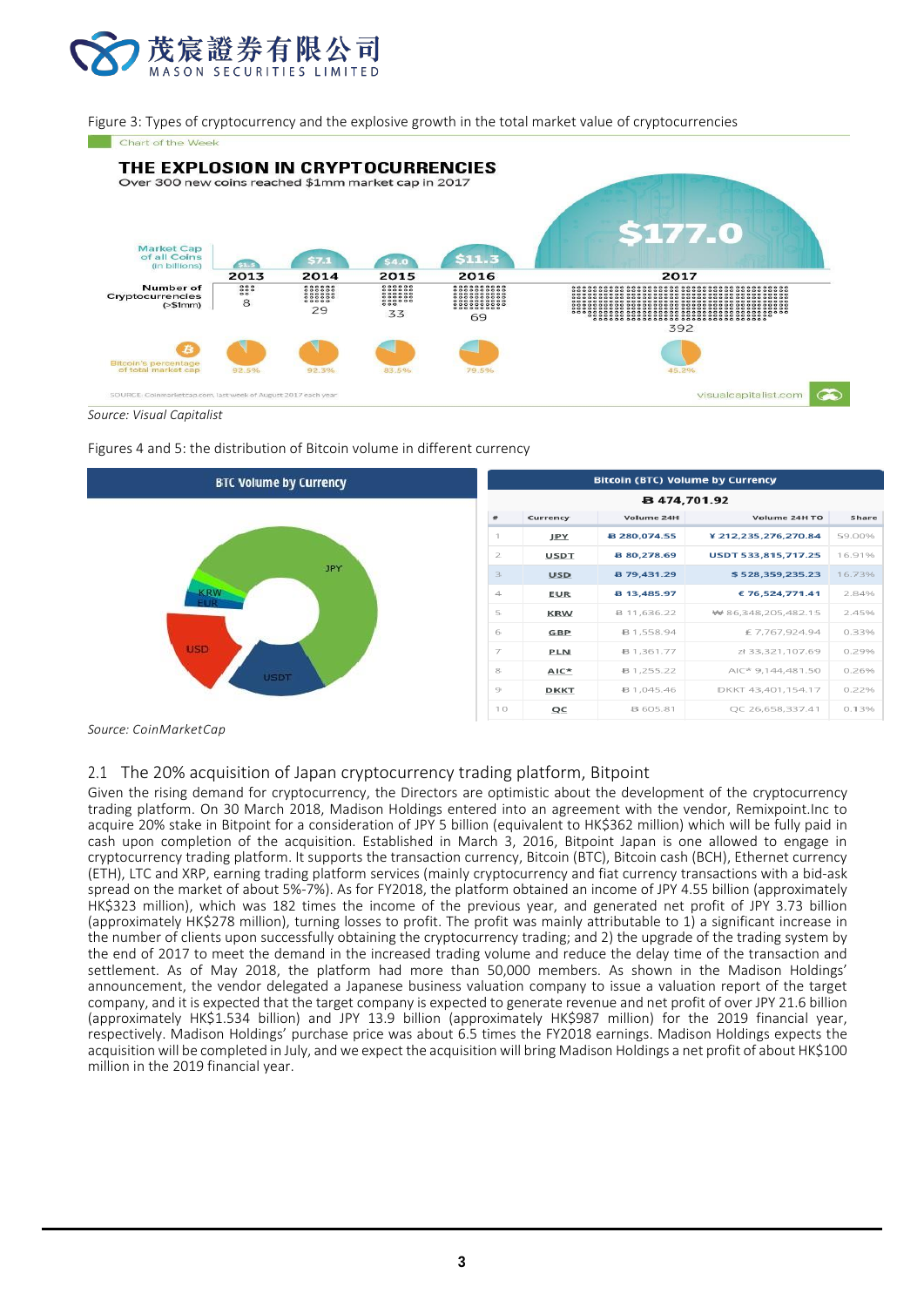Figure 3: Types of cryptocurrency and the explosive growth in the total market value of cryptocurrencies

Chart of the Week

**THE EXPLOSION IN CRYPTOCURRENCIES**

Over 300 new coins reached $1mm market cap in 2017

| | 2013 | 2014 | 2015 | 2016 | 2017 |
|---|---|---|---|---|---|
| Market Cap of all Coins (in billions) | $1.5 | $7.1 | $4.0 | $11.3 | $177.0 |
| Number of Cryptocurrencies (>$1mm) | 8 | 29 | 33 | 69 | 392 |
| Bitcoin's percentage of total market cap | 92.5% | 92.3% | 83.5% | 79.5% | 45.2% |

SOURCE: Coinmarketcap.com, last week of August 2017 each year

visualcapitalist.com

*Source: Visual Capitalist*

Figures 4 and 5: the distribution of Bitcoin volume in different currency

BTC Volume by Currency

JPY, KRW, EUR, USD, USDT

Bitcoin (BTC) Volume by Currency

฿ 474,701.92

| # | Currency | Volume 24H | Volume 24H TO | Share |
|---|---|---|---|---|
| 1 | JPY | ฿ 280,074.55 | ¥ 212,235,276,270.84 | 59.00% |
| 2 | USDT | ฿ 80,278.69 | USDT 533,815,717.25 | 16.91% |
| 3 | USD | ฿ 79,431.29 | $ 528,359,235.23 | 16.73% |
| 4 | EUR | ฿ 13,485.97 | € 76,524,771.41 | 2.84% |
| 5 | KRW | ฿ 11,636.22 | ₩ 86,348,205,482.15 | 2.45% |
| 6 | GBP | ฿ 1,558.94 | £ 7,767,924.94 | 0.33% |
| 7 | PLN | ฿ 1,361.77 | zł 33,321,107.69 | 0.29% |
| 8 | AIC* | ฿ 1,255.22 | AIC* 9,144,481.50 | 0.26% |
| 9 | DKKT | ฿ 1,045.46 | DKKT 43,401,154.17 | 0.22% |
| 10 | QC | ฿ 605.81 | QC 26,658,337.41 | 0.13% |

*Source: CoinMarketCap*

## 2.1 The 20% acquisition of Japan cryptocurrency trading platform, Bitpoint

Given the rising demand for cryptocurrency, the Directors are optimistic about the development of the cryptocurrency trading platform. On 30 March 2018, Madison Holdings entered into an agreement with the vendor, Remixpoint.Inc to acquire 20% stake in Bitpoint for a consideration of JPY 5 billion (equivalent to HK$362 million) which will be fully paid in cash upon completion of the acquisition. Established in March 3, 2016, Bitpoint Japan is one allowed to engage in cryptocurrency trading platform. It supports the transaction currency, Bitcoin (BTC), Bitcoin cash (BCH), Ethernet currency (ETH), LTC and XRP, earning trading platform services (mainly cryptocurrency and fiat currency transactions with a bid-ask spread on the market of about 5%-7%). As for FY2018, the platform obtained an income of JPY 4.55 billion (approximately HK$323 million), which was 182 times the income of the previous year, and generated net profit of JPY 3.73 billion (approximately HK$278 million), turning losses to profit. The profit was mainly attributable to 1) a significant increase in the number of clients upon successfully obtaining the cryptocurrency trading; and 2) the upgrade of the trading system by the end of 2017 to meet the demand in the increased trading volume and reduce the delay time of the transaction and settlement. As of May 2018, the platform had more than 50,000 members. As shown in the Madison Holdings' announcement, the vendor delegated a Japanese business valuation company to issue a valuation report of the target company, and it is expected that the target company is expected to generate revenue and net profit of over JPY 21.6 billion (approximately HK$1.534 billion) and JPY 13.9 billion (approximately HK$987 million) for the 2019 financial year, respectively. Madison Holdings' purchase price was about 6.5 times the FY2018 earnings. Madison Holdings expects the acquisition will be completed in July, and we expect the acquisition will bring Madison Holdings a net profit of about HK$100 million in the 2019 financial year.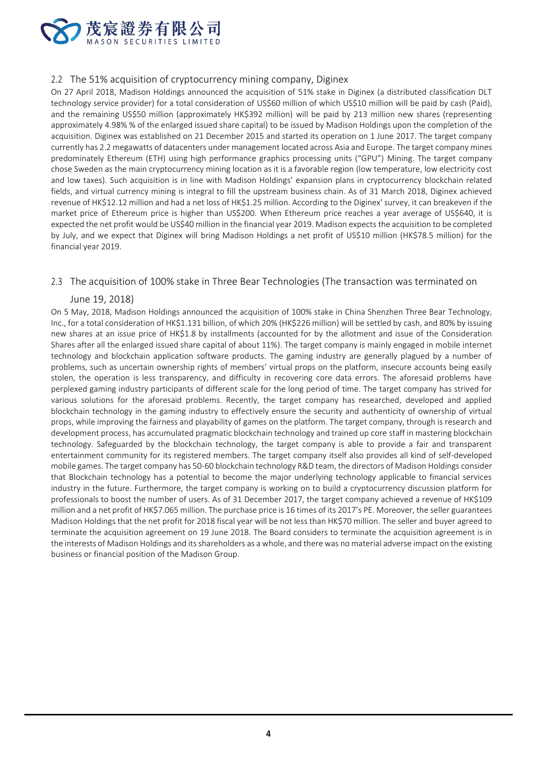## 2.2 The 51% acquisition of cryptocurrency mining company, Diginex

On 27 April 2018, Madison Holdings announced the acquisition of 51% stake in Diginex (a distributed classification DLT technology service provider) for a total consideration of US$60 million of which US$10 million will be paid by cash (Paid), and the remaining US$50 million (approximately HK$392 million) will be paid by 213 million new shares (representing approximately 4.98% % of the enlarged issued share capital) to be issued by Madison Holdings upon the completion of the acquisition. Diginex was established on 21 December 2015 and started its operation on 1 June 2017. The target company currently has 2.2 megawatts of datacenters under management located across Asia and Europe. The target company mines predominately Ethereum (ETH) using high performance graphics processing units ("GPU") Mining. The target company chose Sweden as the main cryptocurrency mining location as it is a favorable region (low temperature, low electricity cost and low taxes). Such acquisition is in line with Madison Holdings' expansion plans in cryptocurrency blockchain related fields, and virtual currency mining is integral to fill the upstream business chain. As of 31 March 2018, Diginex achieved revenue of HK$12.12 million and had a net loss of HK$1.25 million. According to the Diginex' survey, it can breakeven if the market price of Ethereum price is higher than US$200. When Ethereum price reaches a year average of US$640, it is expected the net profit would be US$40 million in the financial year 2019. Madison expects the acquisition to be completed by July, and we expect that Diginex will bring Madison Holdings a net profit of US$10 million (HK$78.5 million) for the financial year 2019.

## 2.3 The acquisition of 100% stake in Three Bear Technologies (The transaction was terminated on June 19, 2018)

On 5 May, 2018, Madison Holdings announced the acquisition of 100% stake in China Shenzhen Three Bear Technology, Inc., for a total consideration of HK$1.131 billion, of which 20% (HK$226 million) will be settled by cash, and 80% by issuing new shares at an issue price of HK$1.8 by installments (accounted for by the allotment and issue of the Consideration Shares after all the enlarged issued share capital of about 11%). The target company is mainly engaged in mobile internet technology and blockchain application software products. The gaming industry are generally plagued by a number of problems, such as uncertain ownership rights of members' virtual props on the platform, insecure accounts being easily stolen, the operation is less transparency, and difficulty in recovering core data errors. The aforesaid problems have perplexed gaming industry participants of different scale for the long period of time. The target company has strived for various solutions for the aforesaid problems. Recently, the target company has researched, developed and applied blockchain technology in the gaming industry to effectively ensure the security and authenticity of ownership of virtual props, while improving the fairness and playability of games on the platform. The target company, through is research and development process, has accumulated pragmatic blockchain technology and trained up core staff in mastering blockchain technology. Safeguarded by the blockchain technology, the target company is able to provide a fair and transparent entertainment community for its registered members. The target company itself also provides all kind of self-developed mobile games. The target company has 50-60 blockchain technology R&D team, the directors of Madison Holdings consider that Blockchain technology has a potential to become the major underlying technology applicable to financial services industry in the future. Furthermore, the target company is working on to build a cryptocurrency discussion platform for professionals to boost the number of users. As of 31 December 2017, the target company achieved a revenue of HK$109 million and a net profit of HK$7.065 million. The purchase price is 16 times of its 2017's PE. Moreover, the seller guarantees Madison Holdings that the net profit for 2018 fiscal year will be not less than HK$70 million. The seller and buyer agreed to terminate the acquisition agreement on 19 June 2018. The Board considers to terminate the acquisition agreement is in the interests of Madison Holdings and its shareholders as a whole, and there was no material adverse impact on the existing business or financial position of the Madison Group.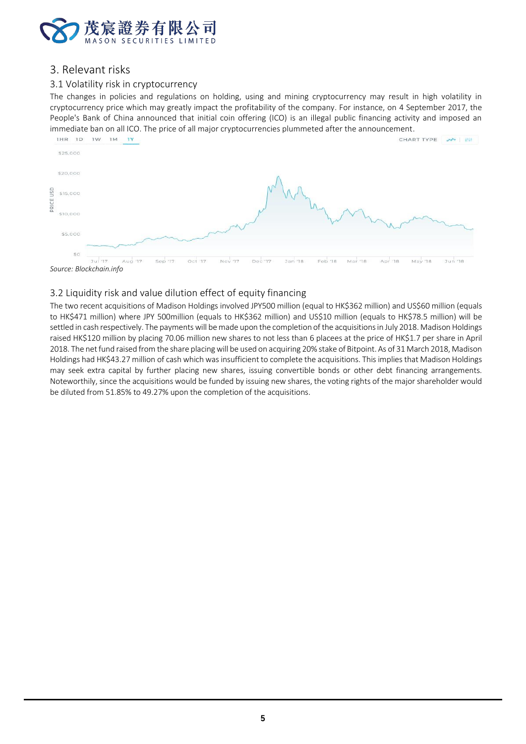## 3. Relevant risks

### 3.1 Volatility risk in cryptocurrency

The changes in policies and regulations on holding, using and mining cryptocurrency may result in high volatility in cryptocurrency price which may greatly impact the profitability of the company. For instance, on 4 September 2017, the People's Bank of China announced that initial coin offering (ICO) is an illegal public financing activity and imposed an immediate ban on all ICO. The price of all major cryptocurrencies plummeted after the announcement.

*Source: Blockchain.info*

### 3.2 Liquidity risk and value dilution effect of equity financing

The two recent acquisitions of Madison Holdings involved JPY500 million (equal to HK$362 million) and US$60 million (equals to HK$471 million) where JPY 500million (equals to HK$362 million) and US$10 million (equals to HK$78.5 million) will be settled in cash respectively. The payments will be made upon the completion of the acquisitions in July 2018. Madison Holdings raised HK$120 million by placing 70.06 million new shares to not less than 6 placees at the price of HK$1.7 per share in April 2018. The net fund raised from the share placing will be used on acquiring 20% stake of Bitpoint. As of 31 March 2018, Madison Holdings had HK$43.27 million of cash which was insufficient to complete the acquisitions. This implies that Madison Holdings may seek extra capital by further placing new shares, issuing convertible bonds or other debt financing arrangements. Noteworthily, since the acquisitions would be funded by issuing new shares, the voting rights of the major shareholder would be diluted from 51.85% to 49.27% upon the completion of the acquisitions.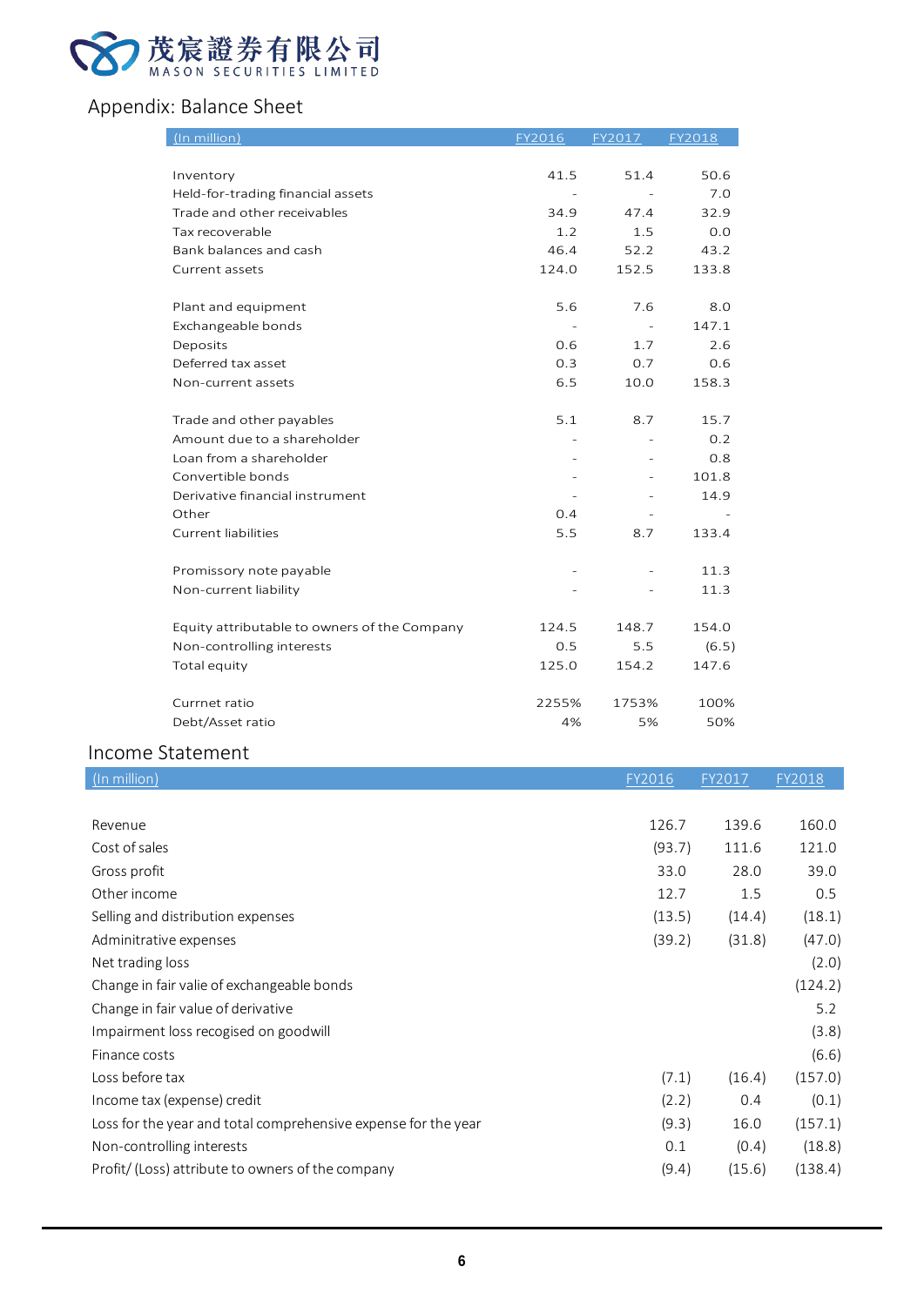茂宸證券有限公司
MASON SECURITIES LIMITED

## Appendix: Balance Sheet

| (In million) | FY2016 | FY2017 | FY2018 |
|---|---|---|---|
| Inventory | 41.5 | 51.4 | 50.6 |
| Held-for-trading financial assets | - | - | 7.0 |
| Trade and other receivables | 34.9 | 47.4 | 32.9 |
| Tax recoverable | 1.2 | 1.5 | 0.0 |
| Bank balances and cash | 46.4 | 52.2 | 43.2 |
| Current assets | 124.0 | 152.5 | 133.8 |
| | | | |
| Plant and equipment | 5.6 | 7.6 | 8.0 |
| Exchangeable bonds | - | - | 147.1 |
| Deposits | 0.6 | 1.7 | 2.6 |
| Deferred tax asset | 0.3 | 0.7 | 0.6 |
| Non-current assets | 6.5 | 10.0 | 158.3 |
| | | | |
| Trade and other payables | 5.1 | 8.7 | 15.7 |
| Amount due to a shareholder | - | - | 0.2 |
| Loan from a shareholder | - | - | 0.8 |
| Convertible bonds | - | - | 101.8 |
| Derivative financial instrument | - | - | 14.9 |
| Other | 0.4 | - | - |
| Current liabilities | 5.5 | 8.7 | 133.4 |
| | | | |
| Promissory note payable | - | - | 11.3 |
| Non-current liability | - | - | 11.3 |
| | | | |
| Equity attributable to owners of the Company | 124.5 | 148.7 | 154.0 |
| Non-controlling interests | 0.5 | 5.5 | (6.5) |
| Total equity | 125.0 | 154.2 | 147.6 |
| | | | |
| Currnet ratio | 2255% | 1753% | 100% |
| Debt/Asset ratio | 4% | 5% | 50% |

## Income Statement

| (In million) | FY2016 | FY2017 | FY2018 |
|---|---|---|---|
| Revenue | 126.7 | 139.6 | 160.0 |
| Cost of sales | (93.7) | 111.6 | 121.0 |
| Gross profit | 33.0 | 28.0 | 39.0 |
| Other income | 12.7 | 1.5 | 0.5 |
| Selling and distribution expenses | (13.5) | (14.4) | (18.1) |
| Adminitrative expenses | (39.2) | (31.8) | (47.0) |
| Net trading loss | | | (2.0) |
| Change in fair valie of exchangeable bonds | | | (124.2) |
| Change in fair value of derivative | | | 5.2 |
| Impairment loss recogised on goodwill | | | (3.8) |
| Finance costs | | | (6.6) |
| Loss before tax | (7.1) | (16.4) | (157.0) |
| Income tax (expense) credit | (2.2) | 0.4 | (0.1) |
| Loss for the year and total comprehensive expense for the year | (9.3) | 16.0 | (157.1) |
| Non-controlling interests | 0.1 | (0.4) | (18.8) |
| Profit/ (Loss) attribute to owners of the company | (9.4) | (15.6) | (138.4) |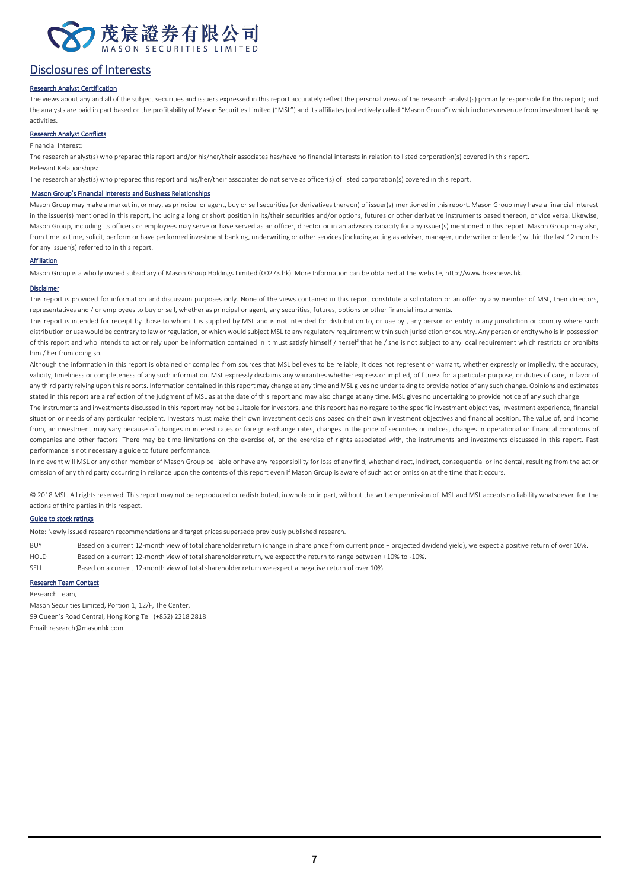# Disclosures of Interests

### Research Analyst Certification

The views about any and all of the subject securities and issuers expressed in this report accurately reflect the personal views of the research analyst(s) primarily responsible for this report; and the analysts are paid in part based or the profitability of Mason Securities Limited ("MSL") and its affiliates (collectively called "Mason Group") which includes revenue from investment banking activities.

### Research Analyst Conflicts

Financial Interest:

The research analyst(s) who prepared this report and/or his/her/their associates has/have no financial interests in relation to listed corporation(s) covered in this report.

Relevant Relationships:

The research analyst(s) who prepared this report and his/her/their associates do not serve as officer(s) of listed corporation(s) covered in this report.

### Mason Group's Financial Interests and Business Relationships

Mason Group may make a market in, or may, as principal or agent, buy or sell securities (or derivatives thereon) of issuer(s) mentioned in this report. Mason Group may have a financial interest in the issuer(s) mentioned in this report, including a long or short position in its/their securities and/or options, futures or other derivative instruments based thereon, or vice versa. Likewise, Mason Group, including its officers or employees may serve or have served as an officer, director or in an advisory capacity for any issuer(s) mentioned in this report. Mason Group may also, from time to time, solicit, perform or have performed investment banking, underwriting or other services (including acting as adviser, manager, underwriter or lender) within the last 12 months for any issuer(s) referred to in this report.

### Affiliation

Mason Group is a wholly owned subsidiary of Mason Group Holdings Limited (00273.hk). More Information can be obtained at the website, http://www.hkexnews.hk.

### Disclaimer

This report is provided for information and discussion purposes only. None of the views contained in this report constitute a solicitation or an offer by any member of MSL, their directors, representatives and / or employees to buy or sell, whether as principal or agent, any securities, futures, options or other financial instruments.

This report is intended for receipt by those to whom it is supplied by MSL and is not intended for distribution to, or use by , any person or entity in any jurisdiction or country where such distribution or use would be contrary to law or regulation, or which would subject MSL to any regulatory requirement within such jurisdiction or country. Any person or entity who is in possession of this report and who intends to act or rely upon be information contained in it must satisfy himself / herself that he / she is not subject to any local requirement which restricts or prohibits him / her from doing so.

Although the information in this report is obtained or compiled from sources that MSL believes to be reliable, it does not represent or warrant, whether expressly or impliedly, the accuracy, validity, timeliness or completeness of any such information. MSL expressly disclaims any warranties whether express or implied, of fitness for a particular purpose, or duties of care, in favor of any third party relying upon this reports. Information contained in this report may change at any time and MSL gives no under taking to provide notice of any such change. Opinions and estimates stated in this report are a reflection of the judgment of MSL as at the date of this report and may also change at any time. MSL gives no undertaking to provide notice of any such change.

The instruments and investments discussed in this report may not be suitable for investors, and this report has no regard to the specific investment objectives, investment experience, financial situation or needs of any particular recipient. Investors must make their own investment decisions based on their own investment objectives and financial position. The value of, and income from, an investment may vary because of changes in interest rates or foreign exchange rates, changes in the price of securities or indices, changes in operational or financial conditions of companies and other factors. There may be time limitations on the exercise of, or the exercise of rights associated with, the instruments and investments discussed in this report. Past performance is not necessary a guide to future performance.

In no event will MSL or any other member of Mason Group be liable or have any responsibility for loss of any find, whether direct, indirect, consequential or incidental, resulting from the act or omission of any third party occurring in reliance upon the contents of this report even if Mason Group is aware of such act or omission at the time that it occurs.

© 2018 MSL. All rights reserved. This report may not be reproduced or redistributed, in whole or in part, without the written permission of MSL and MSL accepts no liability whatsoever for the actions of third parties in this respect.

### Guide to stock ratings

Note: Newly issued research recommendations and target prices supersede previously published research.

| | |
|---|---|
| BUY | Based on a current 12-month view of total shareholder return (change in share price from current price + projected dividend yield), we expect a positive return of over 10%. |
| HOLD | Based on a current 12-month view of total shareholder return, we expect the return to range between +10% to -10%. |
| SELL | Based on a current 12-month view of total shareholder return we expect a negative return of over 10%. |

### Research Team Contact

Research Team,
Mason Securities Limited, Portion 1, 12/F, The Center,
99 Queen's Road Central, Hong Kong Tel: (+852) 2218 2818
Email: research@masonhk.com